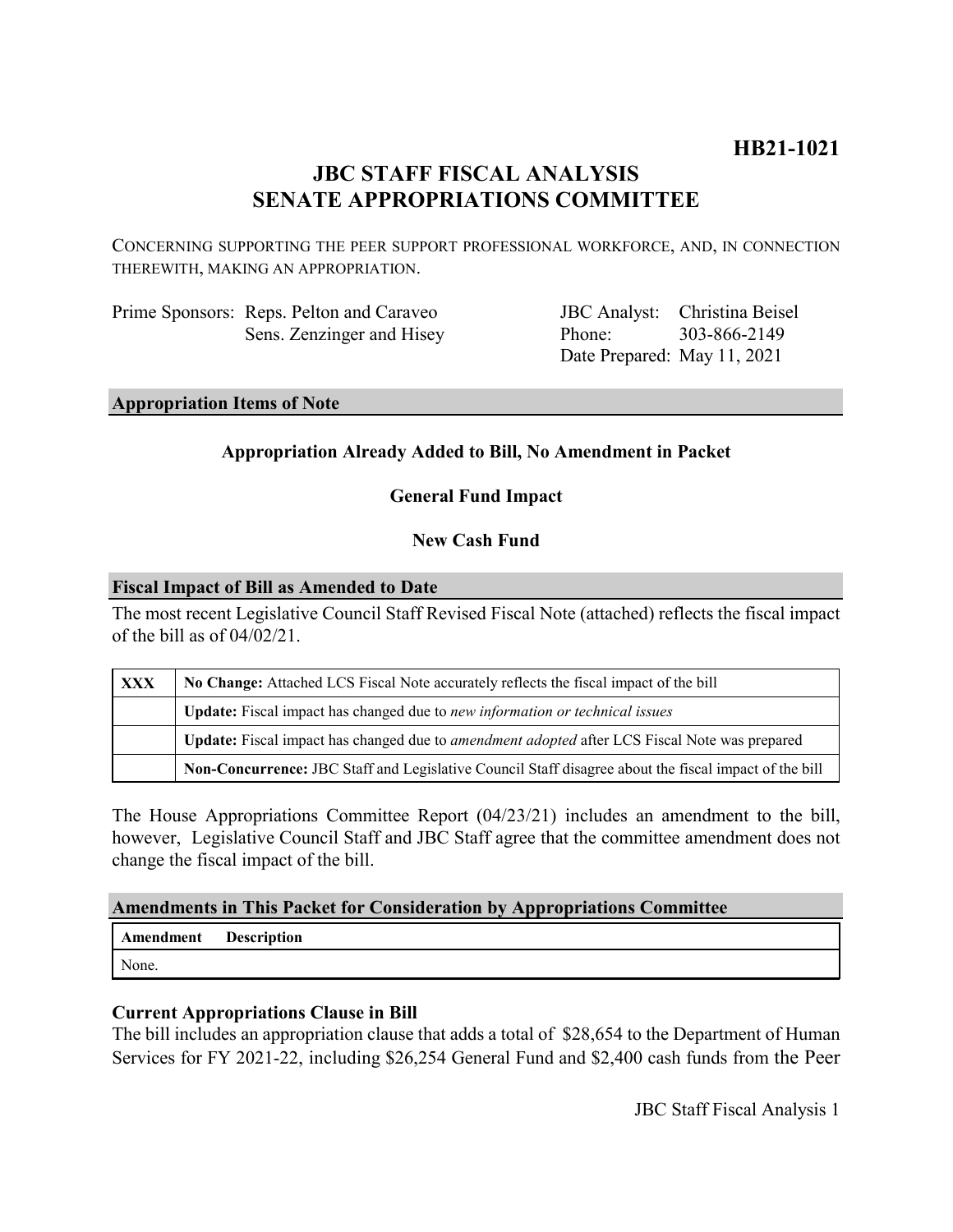**HB21-1021**

# JBC STAFF FISCAL ANALYSIS
# SENATE APPROPRIATIONS COMMITTEE

CONCERNING SUPPORTING THE PEER SUPPORT PROFESSIONAL WORKFORCE, AND, IN CONNECTION THEREWITH, MAKING AN APPROPRIATION.

Prime Sponsors: Reps. Pelton and Caraveo
Sens. Zenzinger and Hisey

JBC Analyst: Christina Beisel
Phone: 303-866-2149
Date Prepared: May 11, 2021

## Appropriation Items of Note

**Appropriation Already Added to Bill, No Amendment in Packet**

**General Fund Impact**

**New Cash Fund**

## Fiscal Impact of Bill as Amended to Date

The most recent Legislative Council Staff Revised Fiscal Note (attached) reflects the fiscal impact of the bill as of 04/02/21.

| | |
|---|---|
| XXX | **No Change:** Attached LCS Fiscal Note accurately reflects the fiscal impact of the bill |
| | **Update:** Fiscal impact has changed due to *new information or technical issues* |
| | **Update:** Fiscal impact has changed due to *amendment adopted* after LCS Fiscal Note was prepared |
| | **Non-Concurrence:** JBC Staff and Legislative Council Staff disagree about the fiscal impact of the bill |

The House Appropriations Committee Report (04/23/21) includes an amendment to the bill, however, Legislative Council Staff and JBC Staff agree that the committee amendment does not change the fiscal impact of the bill.

## Amendments in This Packet for Consideration by Appropriations Committee

| Amendment | Description |
|---|---|
| None. | |

### Current Appropriations Clause in Bill

The bill includes an appropriation clause that adds a total of $28,654 to the Department of Human Services for FY 2021-22, including $26,254 General Fund and $2,400 cash funds from the Peer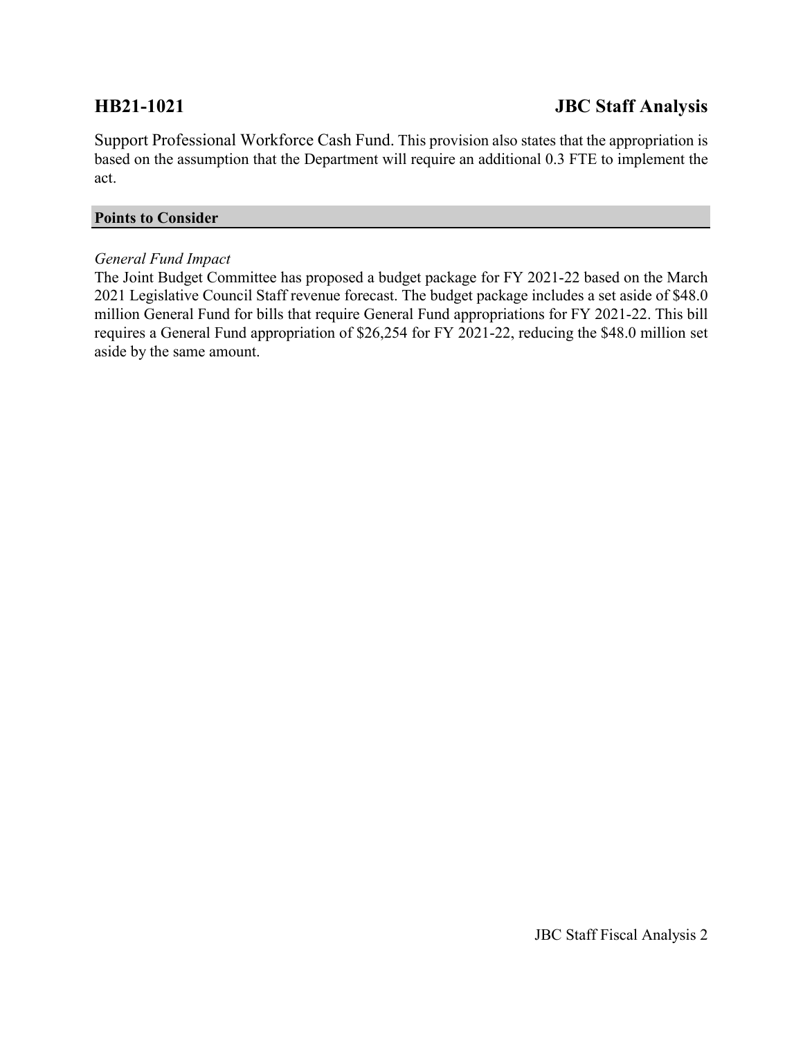Support Professional Workforce Cash Fund. This provision also states that the appropriation is based on the assumption that the Department will require an additional 0.3 FTE to implement the act.

## Points to Consider

*General Fund Impact*

The Joint Budget Committee has proposed a budget package for FY 2021-22 based on the March 2021 Legislative Council Staff revenue forecast. The budget package includes a set aside of $48.0 million General Fund for bills that require General Fund appropriations for FY 2021-22. This bill requires a General Fund appropriation of $26,254 for FY 2021-22, reducing the $48.0 million set aside by the same amount.